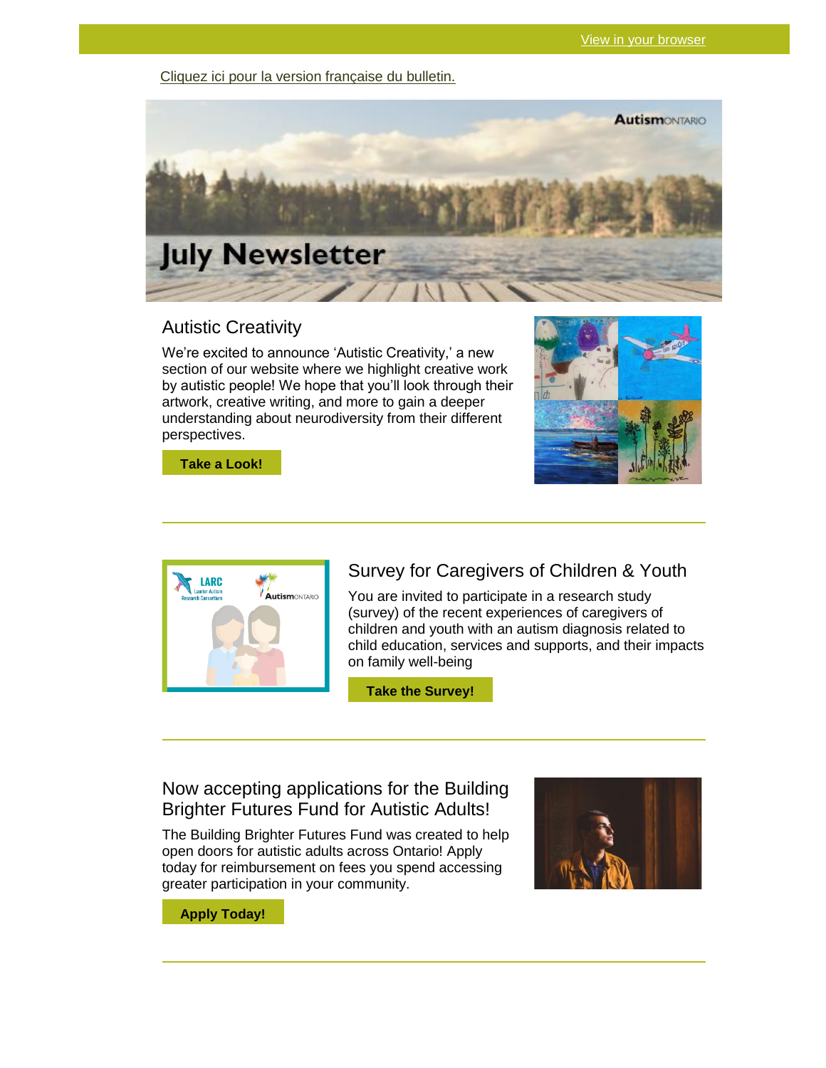View in your browser

Cliquez ici pour la version française du bulletin.

# July Newsletter

## Autistic Creativity

We're excited to announce 'Autistic Creativity,' a new section of our website where we highlight creative work by autistic people! We hope that you'll look through their artwork, creative writing, and more to gain a deeper understanding about neurodiversity from their different perspectives.

**Take a Look!**

---

## Survey for Caregivers of Children & Youth

You are invited to participate in a research study (survey) of the recent experiences of caregivers of children and youth with an autism diagnosis related to child education, services and supports, and their impacts on family well-being

**Take the Survey!**

---

## Now accepting applications for the Building Brighter Futures Fund for Autistic Adults!

The Building Brighter Futures Fund was created to help open doors for autistic adults across Ontario! Apply today for reimbursement on fees you spend accessing greater participation in your community.

**Apply Today!**

---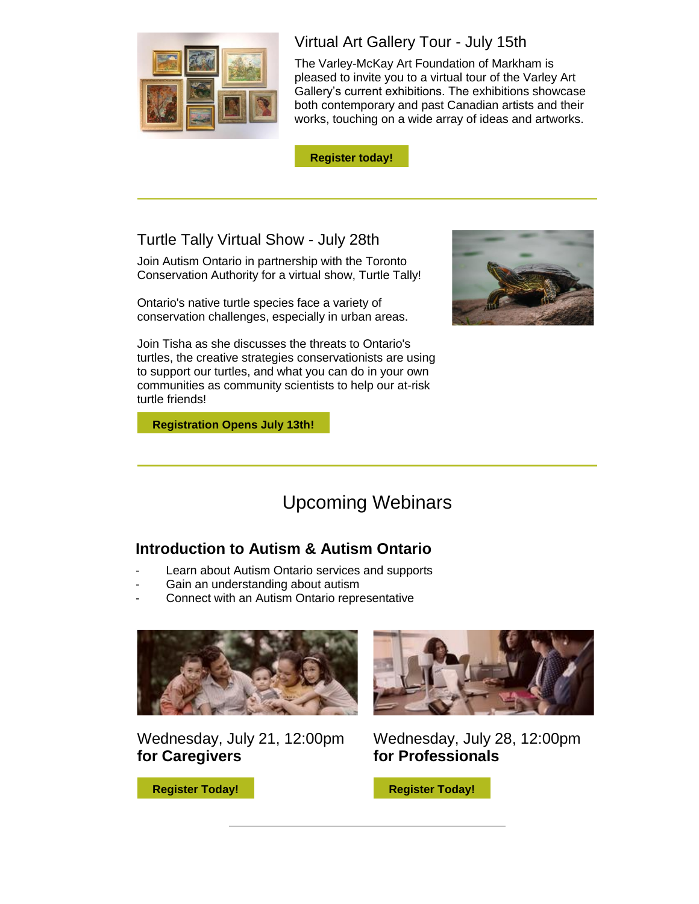## Virtual Art Gallery Tour - July 15th

The Varley-McKay Art Foundation of Markham is pleased to invite you to a virtual tour of the Varley Art Gallery's current exhibitions. The exhibitions showcase both contemporary and past Canadian artists and their works, touching on a wide array of ideas and artworks.

**Register today!**

---

## Turtle Tally Virtual Show - July 28th

Join Autism Ontario in partnership with the Toronto Conservation Authority for a virtual show, Turtle Tally!

Ontario's native turtle species face a variety of conservation challenges, especially in urban areas.

Join Tisha as she discusses the threats to Ontario's turtles, the creative strategies conservationists are using to support our turtles, and what you can do in your own communities as community scientists to help our at-risk turtle friends!

**Registration Opens July 13th!**

---

# Upcoming Webinars

## Introduction to Autism & Autism Ontario

- Learn about Autism Ontario services and supports
- Gain an understanding about autism
- Connect with an Autism Ontario representative

Wednesday, July 21, 12:00pm
**for Caregivers**

**Register Today!**

Wednesday, July 28, 12:00pm
**for Professionals**

**Register Today!**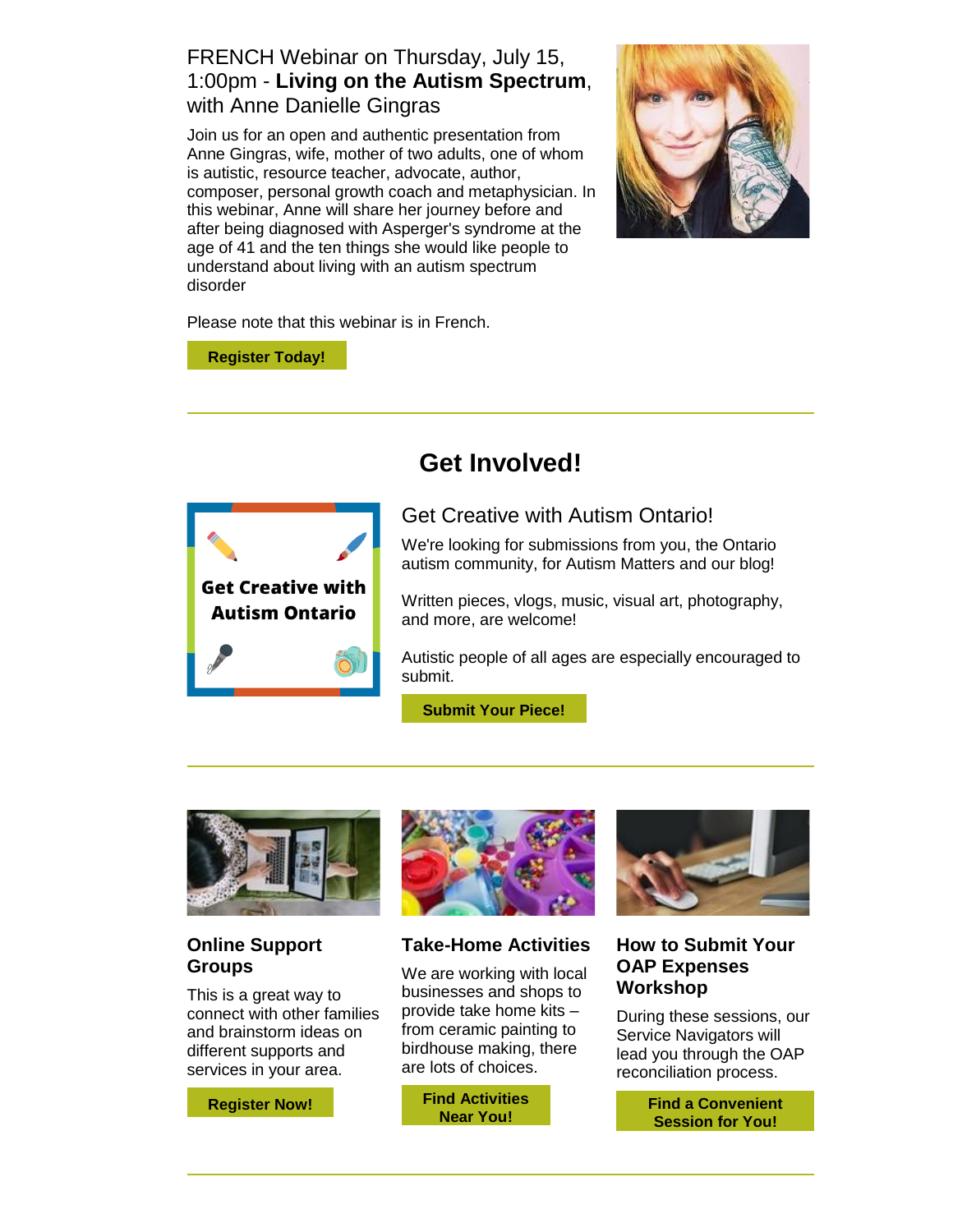FRENCH Webinar on Thursday, July 15, 1:00pm - **Living on the Autism Spectrum**, with Anne Danielle Gingras

Join us for an open and authentic presentation from Anne Gingras, wife, mother of two adults, one of whom is autistic, resource teacher, advocate, author, composer, personal growth coach and metaphysician. In this webinar, Anne will share her journey before and after being diagnosed with Asperger's syndrome at the age of 41 and the ten things she would like people to understand about living with an autism spectrum disorder

Please note that this webinar is in French.

**Register Today!**

---

## Get Involved!

Get Creative with Autism Ontario

Get Creative with Autism Ontario!

We're looking for submissions from you, the Ontario autism community, for Autism Matters and our blog!

Written pieces, vlogs, music, visual art, photography, and more, are welcome!

Autistic people of all ages are especially encouraged to submit.

**Submit Your Piece!**

---

### Online Support Groups

This is a great way to connect with other families and brainstorm ideas on different supports and services in your area.

**Register Now!**

### Take-Home Activities

We are working with local businesses and shops to provide take home kits – from ceramic painting to birdhouse making, there are lots of choices.

**Find Activities Near You!**

### How to Submit Your OAP Expenses Workshop

During these sessions, our Service Navigators will lead you through the OAP reconciliation process.

**Find a Convenient Session for You!**

---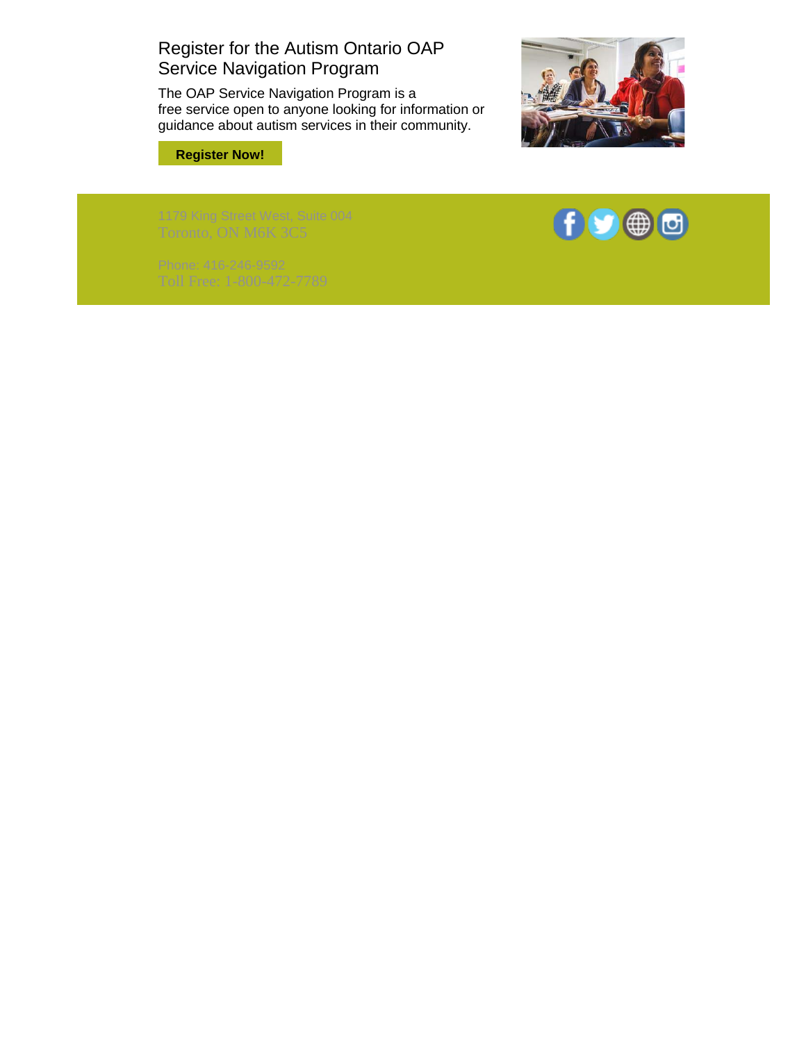## Register for the Autism Ontario OAP Service Navigation Program

The OAP Service Navigation Program is a free service open to anyone looking for information or guidance about autism services in their community.

**Register Now!**

1179 King Street West, Suite 004
Toronto, ON M6K 3C5

Phone: 416-246-9592
Toll Free: 1-800-472-7789